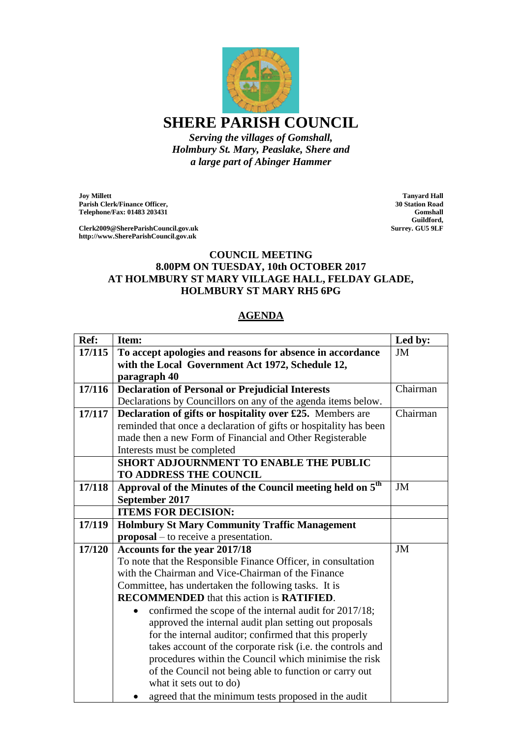# SHERE PARISH COUNCIL

*Serving the villages of Gomshall, Holmbury St. Mary, Peaslake, Shere and a large part of Abinger Hammer*

**Joy Millett**
**Parish Clerk/Finance Officer,**
**Telephone/Fax: 01483 203431**

**Clerk2009@ShereParishCouncil.gov.uk**
**http://www.ShereParishCouncil.gov.uk**

**Tanyard Hall**
**30 Station Road**
**Gomshall**
**Guildford,**
**Surrey. GU5 9LF**

## COUNCIL MEETING
## 8.00PM ON TUESDAY, 10th OCTOBER 2017
## AT HOLMBURY ST MARY VILLAGE HALL, FELDAY GLADE, HOLMBURY ST MARY RH5 6PG

## AGENDA

| Ref: | Item: | Led by: |
|---|---|---|
| **17/115** | **To accept apologies and reasons for absence in accordance with the Local Government Act 1972, Schedule 12, paragraph 40** | JM |
| **17/116** | **Declaration of Personal or Prejudicial Interests** Declarations by Councillors on any of the agenda items below. | Chairman |
| **17/117** | **Declaration of gifts or hospitality over £25.** Members are reminded that once a declaration of gifts or hospitality has been made then a new Form of Financial and Other Registerable Interests must be completed | Chairman |
| | **SHORT ADJOURNMENT TO ENABLE THE PUBLIC TO ADDRESS THE COUNCIL** | |
| **17/118** | **Approval of the Minutes of the Council meeting held on 5th September 2017** | JM |
| | **ITEMS FOR DECISION:** | |
| **17/119** | **Holmbury St Mary Community Traffic Management proposal** – to receive a presentation. | |
| **17/120** | **Accounts for the year 2017/18** To note that the Responsible Finance Officer, in consultation with the Chairman and Vice-Chairman of the Finance Committee, has undertaken the following tasks. It is **RECOMMENDED** that this action is **RATIFIED**. <br>• confirmed the scope of the internal audit for 2017/18; approved the internal audit plan setting out proposals for the internal auditor; confirmed that this properly takes account of the corporate risk (i.e. the controls and procedures within the Council which minimise the risk of the Council not being able to function or carry out what it sets out to do) <br>• agreed that the minimum tests proposed in the audit | JM |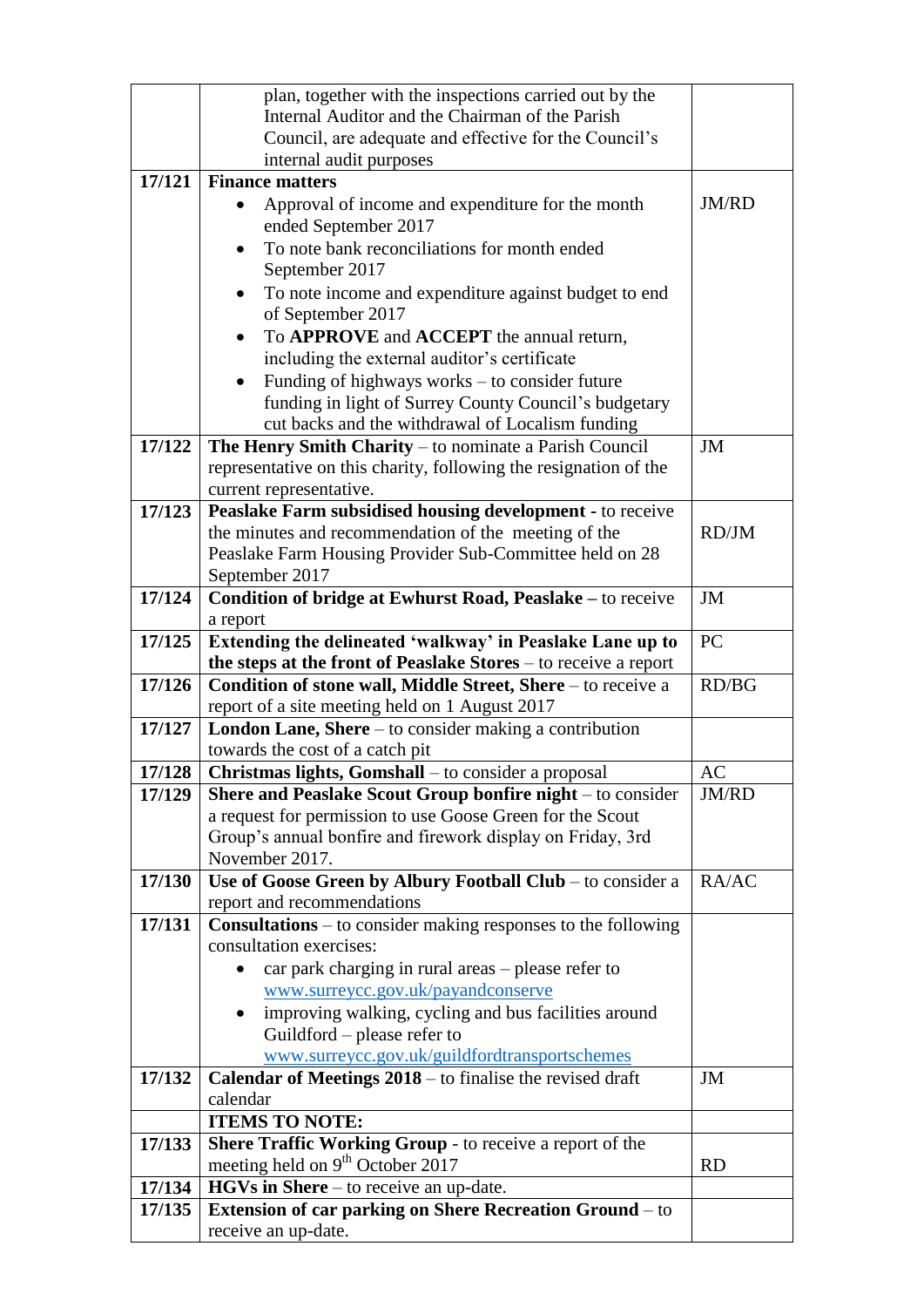| | | |
|---|---|---|
| | plan, together with the inspections carried out by the Internal Auditor and the Chairman of the Parish Council, are adequate and effective for the Council's internal audit purposes | |
| **17/121** | **Finance matters**<br>• Approval of income and expenditure for the month ended September 2017<br>• To note bank reconciliations for month ended September 2017<br>• To note income and expenditure against budget to end of September 2017<br>• To **APPROVE** and **ACCEPT** the annual return, including the external auditor's certificate<br>• Funding of highways works – to consider future funding in light of Surrey County Council's budgetary cut backs and the withdrawal of Localism funding | JM/RD |
| **17/122** | **The Henry Smith Charity** – to nominate a Parish Council representative on this charity, following the resignation of the current representative. | JM |
| **17/123** | **Peaslake Farm subsidised housing development** - to receive the minutes and recommendation of the meeting of the Peaslake Farm Housing Provider Sub-Committee held on 28 September 2017 | RD/JM |
| **17/124** | **Condition of bridge at Ewhurst Road, Peaslake –** to receive a report | JM |
| **17/125** | **Extending the delineated 'walkway' in Peaslake Lane up to the steps at the front of Peaslake Stores** – to receive a report | PC |
| **17/126** | **Condition of stone wall, Middle Street, Shere** – to receive a report of a site meeting held on 1 August 2017 | RD/BG |
| **17/127** | **London Lane, Shere** – to consider making a contribution towards the cost of a catch pit | |
| **17/128** | **Christmas lights, Gomshall** – to consider a proposal | AC |
| **17/129** | **Shere and Peaslake Scout Group bonfire night** – to consider a request for permission to use Goose Green for the Scout Group's annual bonfire and firework display on Friday, 3rd November 2017. | JM/RD |
| **17/130** | **Use of Goose Green by Albury Football Club** – to consider a report and recommendations | RA/AC |
| **17/131** | **Consultations** – to consider making responses to the following consultation exercises:<br>• car park charging in rural areas – please refer to www.surreycc.gov.uk/payandconserve<br>• improving walking, cycling and bus facilities around Guildford – please refer to www.surreycc.gov.uk/guildfordtransportschemes | |
| **17/132** | **Calendar of Meetings 2018** – to finalise the revised draft calendar | JM |
| | **ITEMS TO NOTE:** | |
| **17/133** | **Shere Traffic Working Group** - to receive a report of the meeting held on 9th October 2017 | RD |
| **17/134** | **HGVs in Shere** – to receive an up-date. | |
| **17/135** | **Extension of car parking on Shere Recreation Ground** – to receive an up-date. | |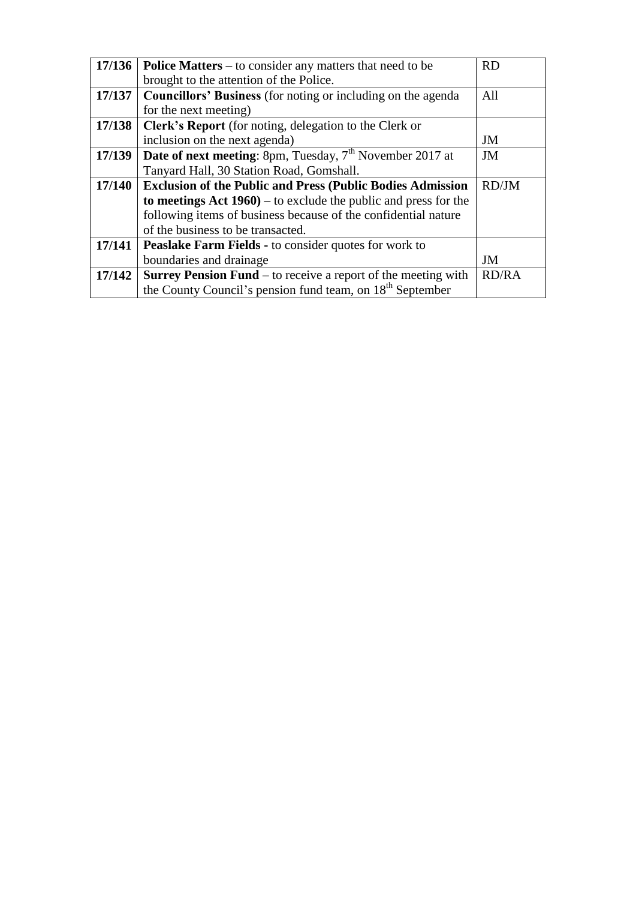| | | |
|---|---|---|
| **17/136** | **Police Matters –** to consider any matters that need to be brought to the attention of the Police. | RD |
| **17/137** | **Councillors' Business** (for noting or including on the agenda for the next meeting) | All |
| **17/138** | **Clerk's Report** (for noting, delegation to the Clerk or inclusion on the next agenda) | JM |
| **17/139** | **Date of next meeting**: 8pm, Tuesday, 7th November 2017 at Tanyard Hall, 30 Station Road, Gomshall. | JM |
| **17/140** | **Exclusion of the Public and Press (Public Bodies Admission to meetings Act 1960) –** to exclude the public and press for the following items of business because of the confidential nature of the business to be transacted. | RD/JM |
| **17/141** | **Peaslake Farm Fields -** to consider quotes for work to boundaries and drainage | JM |
| **17/142** | **Surrey Pension Fund** – to receive a report of the meeting with the County Council's pension fund team, on 18th September | RD/RA |